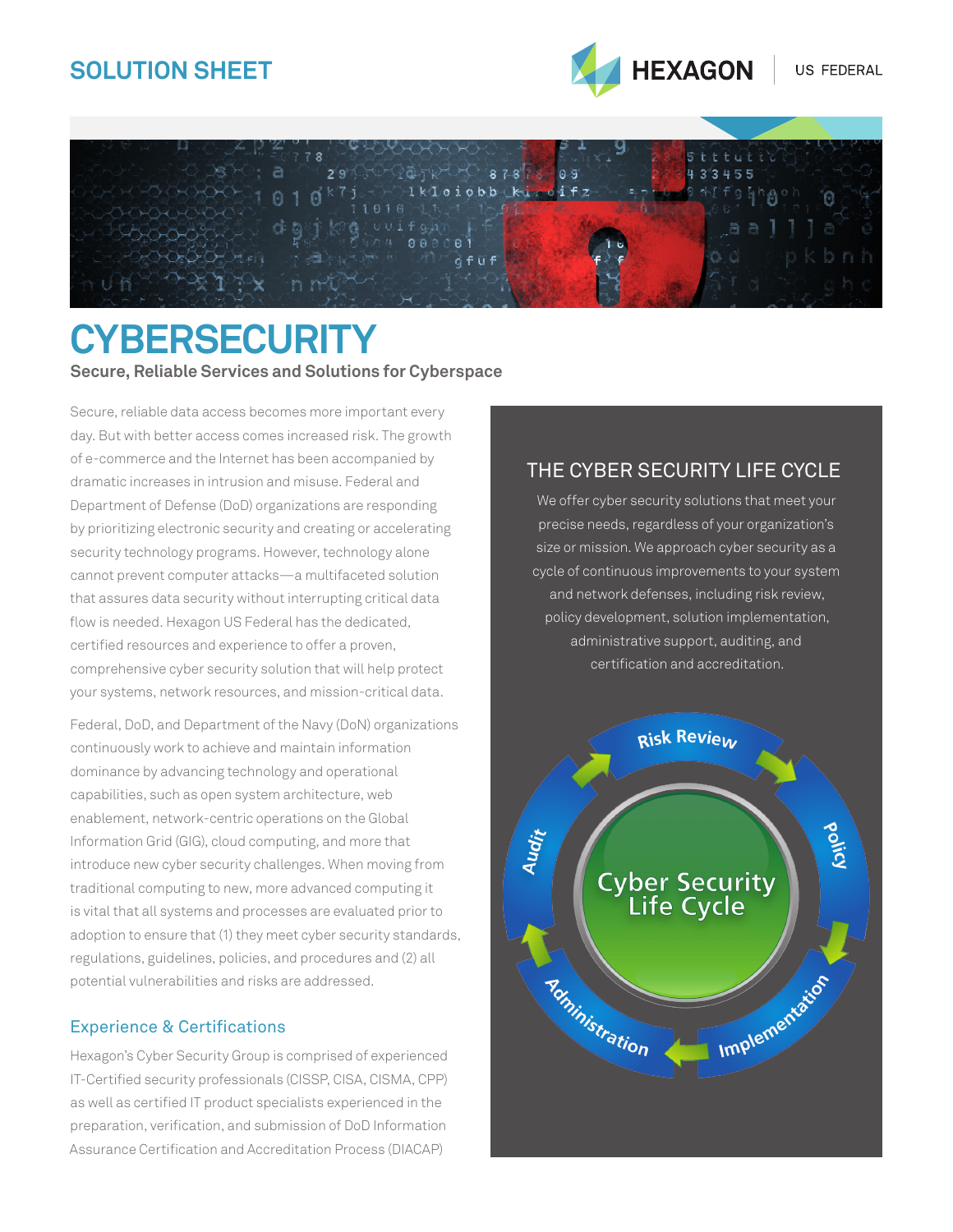SOLUTION SHEET

HEXAGON | US FEDERAL

# CYBERSECURITY

**Secure, Reliable Services and Solutions for Cyberspace**

Secure, reliable data access becomes more important every day. But with better access comes increased risk. The growth of e-commerce and the Internet has been accompanied by dramatic increases in intrusion and misuse. Federal and Department of Defense (DoD) organizations are responding by prioritizing electronic security and creating or accelerating security technology programs. However, technology alone cannot prevent computer attacks—a multifaceted solution that assures data security without interrupting critical data flow is needed. Hexagon US Federal has the dedicated, certified resources and experience to offer a proven, comprehensive cyber security solution that will help protect your systems, network resources, and mission-critical data.

Federal, DoD, and Department of the Navy (DoN) organizations continuously work to achieve and maintain information dominance by advancing technology and operational capabilities, such as open system architecture, web enablement, network-centric operations on the Global Information Grid (GIG), cloud computing, and more that introduce new cyber security challenges. When moving from traditional computing to new, more advanced computing it is vital that all systems and processes are evaluated prior to adoption to ensure that (1) they meet cyber security standards, regulations, guidelines, policies, and procedures and (2) all potential vulnerabilities and risks are addressed.

## Experience & Certifications

Hexagon's Cyber Security Group is comprised of experienced IT-Certified security professionals (CISSP, CISA, CISMA, CPP) as well as certified IT product specialists experienced in the preparation, verification, and submission of DoD Information Assurance Certification and Accreditation Process (DIACAP)

## THE CYBER SECURITY LIFE CYCLE

We offer cyber security solutions that meet your precise needs, regardless of your organization's size or mission. We approach cyber security as a cycle of continuous improvements to your system and network defenses, including risk review, policy development, solution implementation, administrative support, auditing, and certification and accreditation.

Cyber Security Life Cycle: Risk Review → Policy → Implementation → Administration → Audit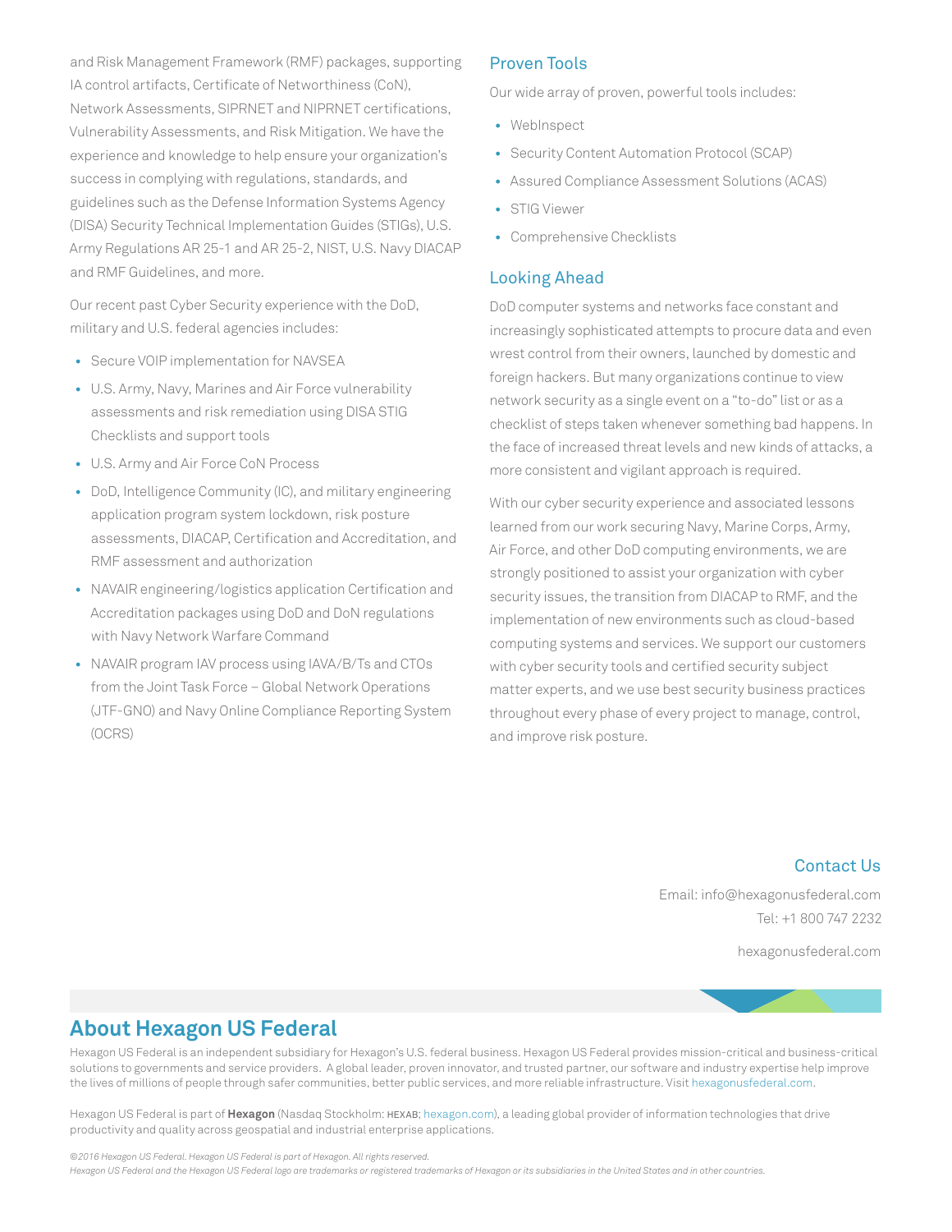and Risk Management Framework (RMF) packages, supporting IA control artifacts, Certificate of Networthiness (CoN), Network Assessments, SIPRNET and NIPRNET certifications, Vulnerability Assessments, and Risk Mitigation. We have the experience and knowledge to help ensure your organization's success in complying with regulations, standards, and guidelines such as the Defense Information Systems Agency (DISA) Security Technical Implementation Guides (STIGs), U.S. Army Regulations AR 25-1 and AR 25-2, NIST, U.S. Navy DIACAP and RMF Guidelines, and more.

Our recent past Cyber Security experience with the DoD, military and U.S. federal agencies includes:

- Secure VOIP implementation for NAVSEA
- U.S. Army, Navy, Marines and Air Force vulnerability assessments and risk remediation using DISA STIG Checklists and support tools
- U.S. Army and Air Force CoN Process
- DoD, Intelligence Community (IC), and military engineering application program system lockdown, risk posture assessments, DIACAP, Certification and Accreditation, and RMF assessment and authorization
- NAVAIR engineering/logistics application Certification and Accreditation packages using DoD and DoN regulations with Navy Network Warfare Command
- NAVAIR program IAV process using IAVA/B/Ts and CTOs from the Joint Task Force – Global Network Operations (JTF-GNO) and Navy Online Compliance Reporting System (OCRS)

## Proven Tools

Our wide array of proven, powerful tools includes:

- WebInspect
- Security Content Automation Protocol (SCAP)
- Assured Compliance Assessment Solutions (ACAS)
- STIG Viewer
- Comprehensive Checklists

## Looking Ahead

DoD computer systems and networks face constant and increasingly sophisticated attempts to procure data and even wrest control from their owners, launched by domestic and foreign hackers. But many organizations continue to view network security as a single event on a "to-do" list or as a checklist of steps taken whenever something bad happens. In the face of increased threat levels and new kinds of attacks, a more consistent and vigilant approach is required.

With our cyber security experience and associated lessons learned from our work securing Navy, Marine Corps, Army, Air Force, and other DoD computing environments, we are strongly positioned to assist your organization with cyber security issues, the transition from DIACAP to RMF, and the implementation of new environments such as cloud-based computing systems and services. We support our customers with cyber security tools and certified security subject matter experts, and we use best security business practices throughout every phase of every project to manage, control, and improve risk posture.

## Contact Us

Email: info@hexagonusfederal.com
Tel: +1 800 747 2232

hexagonusfederal.com

## About Hexagon US Federal

Hexagon US Federal is an independent subsidiary for Hexagon's U.S. federal business. Hexagon US Federal provides mission-critical and business-critical solutions to governments and service providers. A global leader, proven innovator, and trusted partner, our software and industry expertise help improve the lives of millions of people through safer communities, better public services, and more reliable infrastructure. Visit hexagonusfederal.com.

Hexagon US Federal is part of **Hexagon** (Nasdaq Stockholm: HEXAB; hexagon.com), a leading global provider of information technologies that drive productivity and quality across geospatial and industrial enterprise applications.

*©2016 Hexagon US Federal. Hexagon US Federal is part of Hexagon. All rights reserved.*
*Hexagon US Federal and the Hexagon US Federal logo are trademarks or registered trademarks of Hexagon or its subsidiaries in the United States and in other countries.*